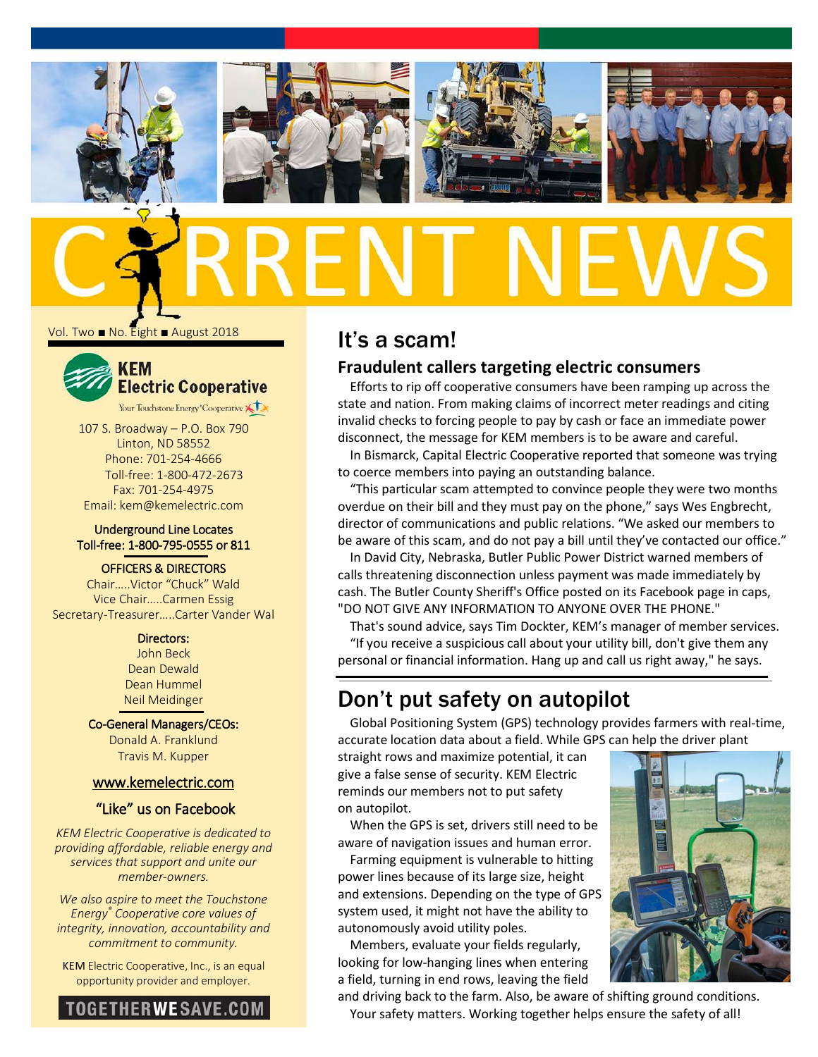# CURRENT NEWS

Vol. Two ■ No. Eight ■ August 2018

**KEM Electric Cooperative**

Your Touchstone Energy® Cooperative

107 S. Broadway – P.O. Box 790
Linton, ND 58552
Phone: 701-254-4666
Toll-free: 1-800-472-2673
Fax: 701-254-4975
Email: kem@kemelectric.com

Underground Line Locates
Toll-free: 1-800-795-0555 or 811

OFFICERS & DIRECTORS

Chair.....Victor "Chuck" Wald
Vice Chair.....Carmen Essig
Secretary-Treasurer.....Carter Vander Wal

Directors:
John Beck
Dean Dewald
Dean Hummel
Neil Meidinger

Co-General Managers/CEOs:
Donald A. Franklund
Travis M. Kupper

www.kemelectric.com

"Like" us on Facebook

*KEM Electric Cooperative is dedicated to providing affordable, reliable energy and services that support and unite our member-owners.*

*We also aspire to meet the Touchstone Energy® Cooperative core values of integrity, innovation, accountability and commitment to community.*

KEM Electric Cooperative, Inc., is an equal opportunity provider and employer.

TOGETHERWESAVE.COM

## It's a scam!

### Fraudulent callers targeting electric consumers

Efforts to rip off cooperative consumers have been ramping up across the state and nation. From making claims of incorrect meter readings and citing invalid checks to forcing people to pay by cash or face an immediate power disconnect, the message for KEM members is to be aware and careful.

In Bismarck, Capital Electric Cooperative reported that someone was trying to coerce members into paying an outstanding balance.

"This particular scam attempted to convince people they were two months overdue on their bill and they must pay on the phone," says Wes Engbrecht, director of communications and public relations. "We asked our members to be aware of this scam, and do not pay a bill until they've contacted our office."

In David City, Nebraska, Butler Public Power District warned members of calls threatening disconnection unless payment was made immediately by cash. The Butler County Sheriff's Office posted on its Facebook page in caps, "DO NOT GIVE ANY INFORMATION TO ANYONE OVER THE PHONE."

That's sound advice, says Tim Dockter, KEM's manager of member services. "If you receive a suspicious call about your utility bill, don't give them any personal or financial information. Hang up and call us right away," he says.

## Don't put safety on autopilot

Global Positioning System (GPS) technology provides farmers with real-time, accurate location data about a field. While GPS can help the driver plant straight rows and maximize potential, it can give a false sense of security. KEM Electric reminds our members not to put safety on autopilot.

When the GPS is set, drivers still need to be aware of navigation issues and human error.

Farming equipment is vulnerable to hitting power lines because of its large size, height and extensions. Depending on the type of GPS system used, it might not have the ability to autonomously avoid utility poles.

Members, evaluate your fields regularly, looking for low-hanging lines when entering a field, turning in end rows, leaving the field and driving back to the farm. Also, be aware of shifting ground conditions.

Your safety matters. Working together helps ensure the safety of all!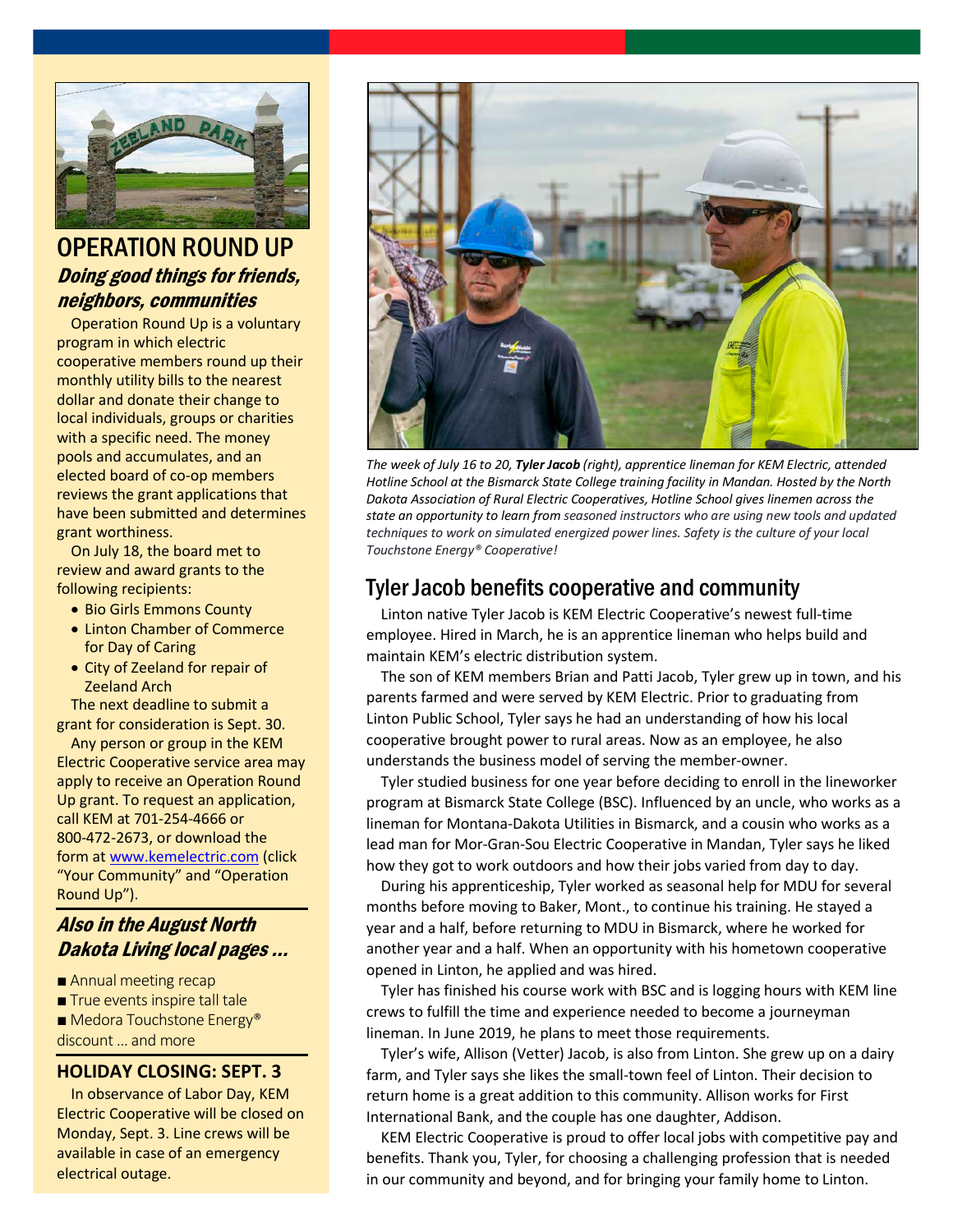## OPERATION ROUND UP

### *Doing good things for friends, neighbors, communities*

Operation Round Up is a voluntary program in which electric cooperative members round up their monthly utility bills to the nearest dollar and donate their change to local individuals, groups or charities with a specific need. The money pools and accumulates, and an elected board of co-op members reviews the grant applications that have been submitted and determines grant worthiness.

On July 18, the board met to review and award grants to the following recipients:

- Bio Girls Emmons County
- Linton Chamber of Commerce for Day of Caring
- City of Zeeland for repair of Zeeland Arch

The next deadline to submit a grant for consideration is Sept. 30.

Any person or group in the KEM Electric Cooperative service area may apply to receive an Operation Round Up grant. To request an application, call KEM at 701-254-4666 or 800-472-2673, or download the form at www.kemelectric.com (click "Your Community" and "Operation Round Up").

### *Also in the August North Dakota Living local pages ...*

- Annual meeting recap
- True events inspire tall tale
- Medora Touchstone Energy® discount ... and more

### HOLIDAY CLOSING: SEPT. 3

In observance of Labor Day, KEM Electric Cooperative will be closed on Monday, Sept. 3. Line crews will be available in case of an emergency electrical outage.

*The week of July 16 to 20, **Tyler Jacob** (right), apprentice lineman for KEM Electric, attended Hotline School at the Bismarck State College training facility in Mandan. Hosted by the North Dakota Association of Rural Electric Cooperatives, Hotline School gives linemen across the state an opportunity to learn from seasoned instructors who are using new tools and updated techniques to work on simulated energized power lines. Safety is the culture of your local Touchstone Energy® Cooperative!*

## Tyler Jacob benefits cooperative and community

Linton native Tyler Jacob is KEM Electric Cooperative's newest full-time employee. Hired in March, he is an apprentice lineman who helps build and maintain KEM's electric distribution system.

The son of KEM members Brian and Patti Jacob, Tyler grew up in town, and his parents farmed and were served by KEM Electric. Prior to graduating from Linton Public School, Tyler says he had an understanding of how his local cooperative brought power to rural areas. Now as an employee, he also understands the business model of serving the member-owner.

Tyler studied business for one year before deciding to enroll in the lineworker program at Bismarck State College (BSC). Influenced by an uncle, who works as a lineman for Montana-Dakota Utilities in Bismarck, and a cousin who works as a lead man for Mor-Gran-Sou Electric Cooperative in Mandan, Tyler says he liked how they got to work outdoors and how their jobs varied from day to day.

During his apprenticeship, Tyler worked as seasonal help for MDU for several months before moving to Baker, Mont., to continue his training. He stayed a year and a half, before returning to MDU in Bismarck, where he worked for another year and a half. When an opportunity with his hometown cooperative opened in Linton, he applied and was hired.

Tyler has finished his course work with BSC and is logging hours with KEM line crews to fulfill the time and experience needed to become a journeyman lineman. In June 2019, he plans to meet those requirements.

Tyler's wife, Allison (Vetter) Jacob, is also from Linton. She grew up on a dairy farm, and Tyler says she likes the small-town feel of Linton. Their decision to return home is a great addition to this community. Allison works for First International Bank, and the couple has one daughter, Addison.

KEM Electric Cooperative is proud to offer local jobs with competitive pay and benefits. Thank you, Tyler, for choosing a challenging profession that is needed in our community and beyond, and for bringing your family home to Linton.